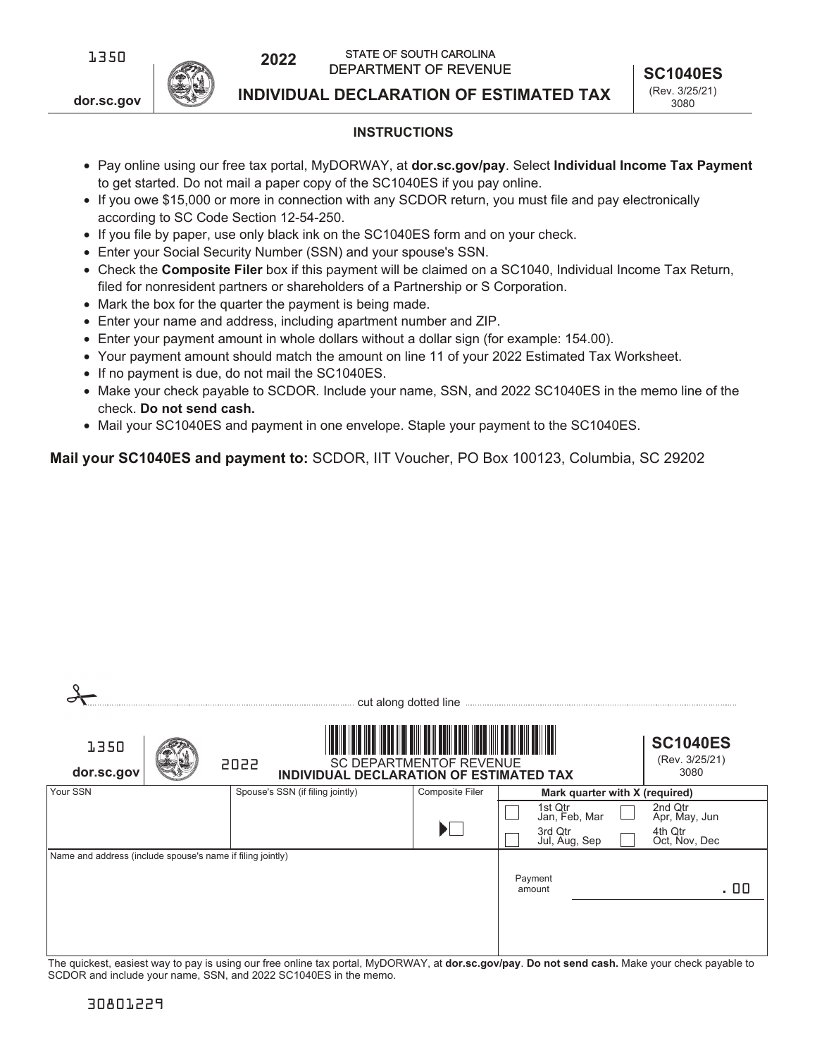1350

dor.sc.gov

**2022**

STATE OF SOUTH CAROLINA
DEPARTMENT OF REVENUE

# INDIVIDUAL DECLARATION OF ESTIMATED TAX

**SC1040ES**
(Rev. 3/25/21)
3080

## INSTRUCTIONS

- Pay online using our free tax portal, MyDORWAY, at **dor.sc.gov/pay**. Select **Individual Income Tax Payment** to get started. Do not mail a paper copy of the SC1040ES if you pay online.
- If you owe $15,000 or more in connection with any SCDOR return, you must file and pay electronically according to SC Code Section 12-54-250.
- If you file by paper, use only black ink on the SC1040ES form and on your check.
- Enter your Social Security Number (SSN) and your spouse's SSN.
- Check the **Composite Filer** box if this payment will be claimed on a SC1040, Individual Income Tax Return, filed for nonresident partners or shareholders of a Partnership or S Corporation.
- Mark the box for the quarter the payment is being made.
- Enter your name and address, including apartment number and ZIP.
- Enter your payment amount in whole dollars without a dollar sign (for example: 154.00).
- Your payment amount should match the amount on line 11 of your 2022 Estimated Tax Worksheet.
- If no payment is due, do not mail the SC1040ES.
- Make your check payable to SCDOR. Include your name, SSN, and 2022 SC1040ES in the memo line of the check. **Do not send cash.**
- Mail your SC1040ES and payment in one envelope. Staple your payment to the SC1040ES.

**Mail your SC1040ES and payment to:** SCDOR, IIT Voucher, PO Box 100123, Columbia, SC 29202

cut along dotted line

1350

dor.sc.gov

2022

SC DEPARTMENTOF REVENUE
**INDIVIDUAL DECLARATION OF ESTIMATED TAX**

**SC1040ES**
(Rev. 3/25/21)
3080

| Your SSN | Spouse's SSN (if filing jointly) | Composite Filer | **Mark quarter with X (required)** | |
|---|---|---|---|---|
| | | ☐ | ☐ 1st Qtr Jan, Feb, Mar | ☐ 2nd Qtr Apr, May, Jun |
| | | | ☐ 3rd Qtr Jul, Aug, Sep | ☐ 4th Qtr Oct, Nov, Dec |
| Name and address (include spouse's name if filing jointly) | | | Payment amount | . 00 |

The quickest, easiest way to pay is using our free online tax portal, MyDORWAY, at **dor.sc.gov/pay**. **Do not send cash.** Make your check payable to SCDOR and include your name, SSN, and 2022 SC1040ES in the memo.

30801229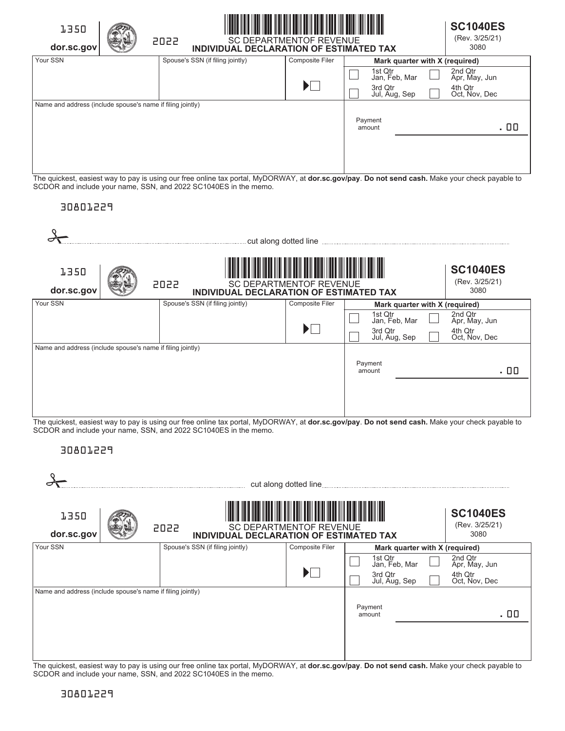1350

dor.sc.gov

2022

SC DEPARTMENTOF REVENUE

**INDIVIDUAL DECLARATION OF ESTIMATED TAX**

**SC1040ES**

(Rev. 3/25/21)

3080

| Your SSN | Spouse's SSN (if filing jointly) | Composite Filer | Mark quarter with X (required) |
|---|---|---|---|
| | | ☐ | ☐ 1st Qtr Jan, Feb, Mar ☐ 2nd Qtr Apr, May, Jun ☐ 3rd Qtr Jul, Aug, Sep ☐ 4th Qtr Oct, Nov, Dec |
| Name and address (include spouse's name if filing jointly) | | | Payment amount . 00 |

The quickest, easiest way to pay is using our free online tax portal, MyDORWAY, at **dor.sc.gov/pay**. **Do not send cash.** Make your check payable to SCDOR and include your name, SSN, and 2022 SC1040ES in the memo.

30801229

cut along dotted line

1350

dor.sc.gov

2022

SC DEPARTMENTOF REVENUE

**INDIVIDUAL DECLARATION OF ESTIMATED TAX**

**SC1040ES**

(Rev. 3/25/21)

3080

| Your SSN | Spouse's SSN (if filing jointly) | Composite Filer | Mark quarter with X (required) |
|---|---|---|---|
| | | ☐ | ☐ 1st Qtr Jan, Feb, Mar ☐ 2nd Qtr Apr, May, Jun ☐ 3rd Qtr Jul, Aug, Sep ☐ 4th Qtr Oct, Nov, Dec |
| Name and address (include spouse's name if filing jointly) | | | Payment amount . 00 |

The quickest, easiest way to pay is using our free online tax portal, MyDORWAY, at **dor.sc.gov/pay**. **Do not send cash.** Make your check payable to SCDOR and include your name, SSN, and 2022 SC1040ES in the memo.

30801229

cut along dotted line

1350

dor.sc.gov

2022

SC DEPARTMENTOF REVENUE

**INDIVIDUAL DECLARATION OF ESTIMATED TAX**

**SC1040ES**

(Rev. 3/25/21)

3080

| Your SSN | Spouse's SSN (if filing jointly) | Composite Filer | Mark quarter with X (required) |
|---|---|---|---|
| | | ☐ | ☐ 1st Qtr Jan, Feb, Mar ☐ 2nd Qtr Apr, May, Jun ☐ 3rd Qtr Jul, Aug, Sep ☐ 4th Qtr Oct, Nov, Dec |
| Name and address (include spouse's name if filing jointly) | | | Payment amount . 00 |

The quickest, easiest way to pay is using our free online tax portal, MyDORWAY, at **dor.sc.gov/pay**. **Do not send cash.** Make your check payable to SCDOR and include your name, SSN, and 2022 SC1040ES in the memo.

30801229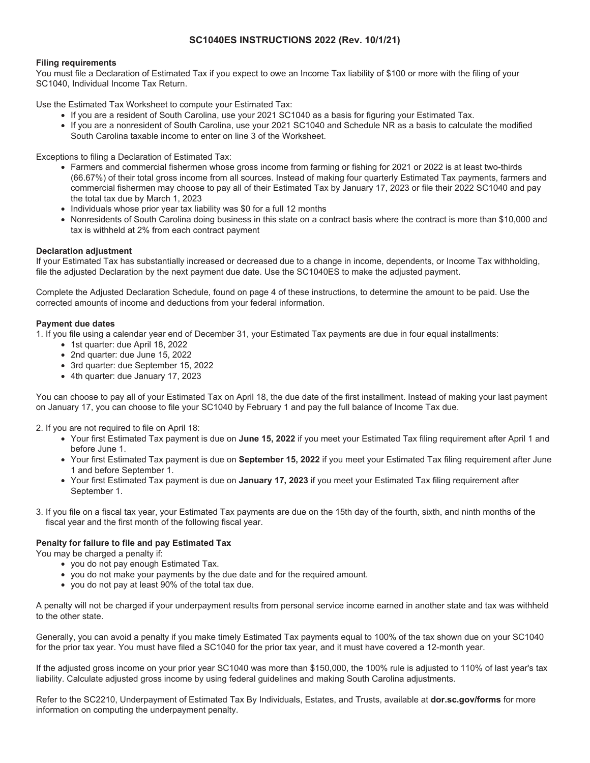# SC1040ES INSTRUCTIONS 2022 (Rev. 10/1/21)

**Filing requirements**

You must file a Declaration of Estimated Tax if you expect to owe an Income Tax liability of $100 or more with the filing of your SC1040, Individual Income Tax Return.

Use the Estimated Tax Worksheet to compute your Estimated Tax:

- If you are a resident of South Carolina, use your 2021 SC1040 as a basis for figuring your Estimated Tax.
- If you are a nonresident of South Carolina, use your 2021 SC1040 and Schedule NR as a basis to calculate the modified South Carolina taxable income to enter on line 3 of the Worksheet.

Exceptions to filing a Declaration of Estimated Tax:

- Farmers and commercial fishermen whose gross income from farming or fishing for 2021 or 2022 is at least two-thirds (66.67%) of their total gross income from all sources. Instead of making four quarterly Estimated Tax payments, farmers and commercial fishermen may choose to pay all of their Estimated Tax by January 17, 2023 or file their 2022 SC1040 and pay the total tax due by March 1, 2023
- Individuals whose prior year tax liability was $0 for a full 12 months
- Nonresidents of South Carolina doing business in this state on a contract basis where the contract is more than $10,000 and tax is withheld at 2% from each contract payment

**Declaration adjustment**

If your Estimated Tax has substantially increased or decreased due to a change in income, dependents, or Income Tax withholding, file the adjusted Declaration by the next payment due date. Use the SC1040ES to make the adjusted payment.

Complete the Adjusted Declaration Schedule, found on page 4 of these instructions, to determine the amount to be paid. Use the corrected amounts of income and deductions from your federal information.

**Payment due dates**

1. If you file using a calendar year end of December 31, your Estimated Tax payments are due in four equal installments:
   - 1st quarter: due April 18, 2022
   - 2nd quarter: due June 15, 2022
   - 3rd quarter: due September 15, 2022
   - 4th quarter: due January 17, 2023

You can choose to pay all of your Estimated Tax on April 18, the due date of the first installment. Instead of making your last payment on January 17, you can choose to file your SC1040 by February 1 and pay the full balance of Income Tax due.

2. If you are not required to file on April 18:
   - Your first Estimated Tax payment is due on **June 15, 2022** if you meet your Estimated Tax filing requirement after April 1 and before June 1.
   - Your first Estimated Tax payment is due on **September 15, 2022** if you meet your Estimated Tax filing requirement after June 1 and before September 1.
   - Your first Estimated Tax payment is due on **January 17, 2023** if you meet your Estimated Tax filing requirement after September 1.

3. If you file on a fiscal tax year, your Estimated Tax payments are due on the 15th day of the fourth, sixth, and ninth months of the fiscal year and the first month of the following fiscal year.

**Penalty for failure to file and pay Estimated Tax**

You may be charged a penalty if:

- you do not pay enough Estimated Tax.
- you do not make your payments by the due date and for the required amount.
- you do not pay at least 90% of the total tax due.

A penalty will not be charged if your underpayment results from personal service income earned in another state and tax was withheld to the other state.

Generally, you can avoid a penalty if you make timely Estimated Tax payments equal to 100% of the tax shown due on your SC1040 for the prior tax year. You must have filed a SC1040 for the prior tax year, and it must have covered a 12-month year.

If the adjusted gross income on your prior year SC1040 was more than $150,000, the 100% rule is adjusted to 110% of last year's tax liability. Calculate adjusted gross income by using federal guidelines and making South Carolina adjustments.

Refer to the SC2210, Underpayment of Estimated Tax By Individuals, Estates, and Trusts, available at **dor.sc.gov/forms** for more information on computing the underpayment penalty.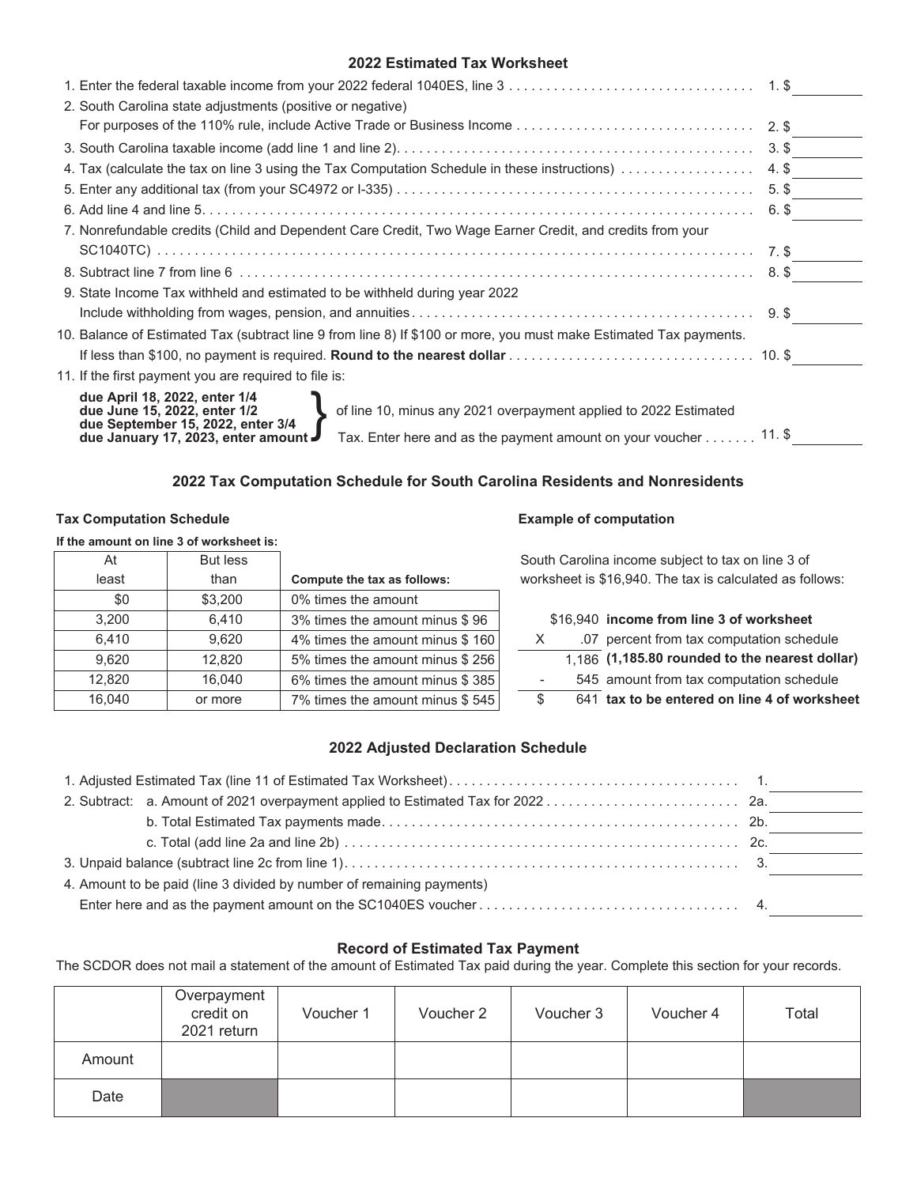## 2022 Estimated Tax Worksheet

1. Enter the federal taxable income from your 2022 federal 1040ES, line 3 . . . . . . . . . . 1. $ ________
2. South Carolina state adjustments (positive or negative)
   For purposes of the 110% rule, include Active Trade or Business Income . . . . . . . . . . 2. $ ________
3. South Carolina taxable income (add line 1 and line 2). . . . . . . . . . 3. $ ________
4. Tax (calculate the tax on line 3 using the Tax Computation Schedule in these instructions) . . . . . . . . . . 4. $ ________
5. Enter any additional tax (from your SC4972 or I-335) . . . . . . . . . . 5. $ ________
6. Add line 4 and line 5. . . . . . . . . . 6. $ ________
7. Nonrefundable credits (Child and Dependent Care Credit, Two Wage Earner Credit, and credits from your SC1040TC) . . . . . . . . . . 7. $ ________
8. Subtract line 7 from line 6 . . . . . . . . . . 8. $ ________
9. State Income Tax withheld and estimated to be withheld during year 2022
   Include withholding from wages, pension, and annuities. . . . . . . . . . 9. $ ________
10. Balance of Estimated Tax (subtract line 9 from line 8) If $100 or more, you must make Estimated Tax payments.
    If less than $100, no payment is required. **Round to the nearest dollar** . . . . . . . . . . 10. $ ________
11. If the first payment you are required to file is:

    **due April 18, 2022, enter 1/4**
    **due June 15, 2022, enter 1/2**
    **due September 15, 2022, enter 3/4**
    **due January 17, 2023, enter amount**

    of line 10, minus any 2021 overpayment applied to 2022 Estimated Tax. Enter here and as the payment amount on your voucher . . . . . . . 11. $ ________

## 2022 Tax Computation Schedule for South Carolina Residents and Nonresidents

**Tax Computation Schedule**

**If the amount on line 3 of worksheet is:**

| At least | But less than | **Compute the tax as follows:** |
|---|---|---|
| $0 | $3,200 | 0% times the amount |
| 3,200 | 6,410 | 3% times the amount minus $ 96 |
| 6,410 | 9,620 | 4% times the amount minus $ 160 |
| 9,620 | 12,820 | 5% times the amount minus $ 256 |
| 12,820 | 16,040 | 6% times the amount minus $ 385 |
| 16,040 | or more | 7% times the amount minus $ 545 |

**Example of computation**

South Carolina income subject to tax on line 3 of worksheet is $16,940. The tax is calculated as follows:

| | | |
|---|---|---|
| | $16,940 | **income from line 3 of worksheet** |
| X | .07 | percent from tax computation schedule |
| | 1,186 | **(1,185.80 rounded to the nearest dollar)** |
| - | 545 | amount from tax computation schedule |
| $ | 641 | **tax to be entered on line 4 of worksheet** |

## 2022 Adjusted Declaration Schedule

1. Adjusted Estimated Tax (line 11 of Estimated Tax Worksheet). . . . . . . . . . 1. ________
2. Subtract: a. Amount of 2021 overpayment applied to Estimated Tax for 2022 . . . . . . . . . . 2a. ________
   b. Total Estimated Tax payments made. . . . . . . . . . 2b. ________
   c. Total (add line 2a and line 2b) . . . . . . . . . . 2c. ________
3. Unpaid balance (subtract line 2c from line 1). . . . . . . . . . 3. ________
4. Amount to be paid (line 3 divided by number of remaining payments)
   Enter here and as the payment amount on the SC1040ES voucher . . . . . . . . . . 4. ________

## Record of Estimated Tax Payment

The SCDOR does not mail a statement of the amount of Estimated Tax paid during the year. Complete this section for your records.

| | Overpayment credit on 2021 return | Voucher 1 | Voucher 2 | Voucher 3 | Voucher 4 | Total |
|---|---|---|---|---|---|---|
| Amount | | | | | | |
| Date | | | | | | |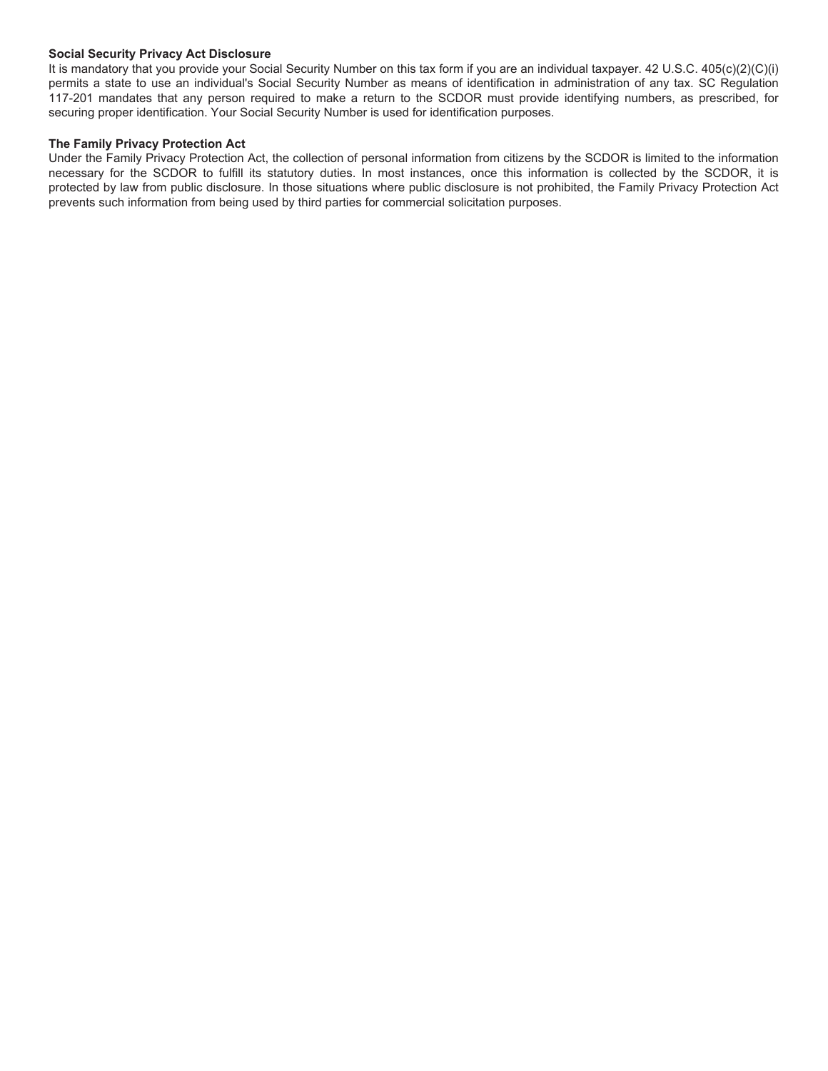**Social Security Privacy Act Disclosure**

It is mandatory that you provide your Social Security Number on this tax form if you are an individual taxpayer. 42 U.S.C. 405(c)(2)(C)(i) permits a state to use an individual's Social Security Number as means of identification in administration of any tax. SC Regulation 117-201 mandates that any person required to make a return to the SCDOR must provide identifying numbers, as prescribed, for securing proper identification. Your Social Security Number is used for identification purposes.

**The Family Privacy Protection Act**

Under the Family Privacy Protection Act, the collection of personal information from citizens by the SCDOR is limited to the information necessary for the SCDOR to fulfill its statutory duties. In most instances, once this information is collected by the SCDOR, it is protected by law from public disclosure. In those situations where public disclosure is not prohibited, the Family Privacy Protection Act prevents such information from being used by third parties for commercial solicitation purposes.